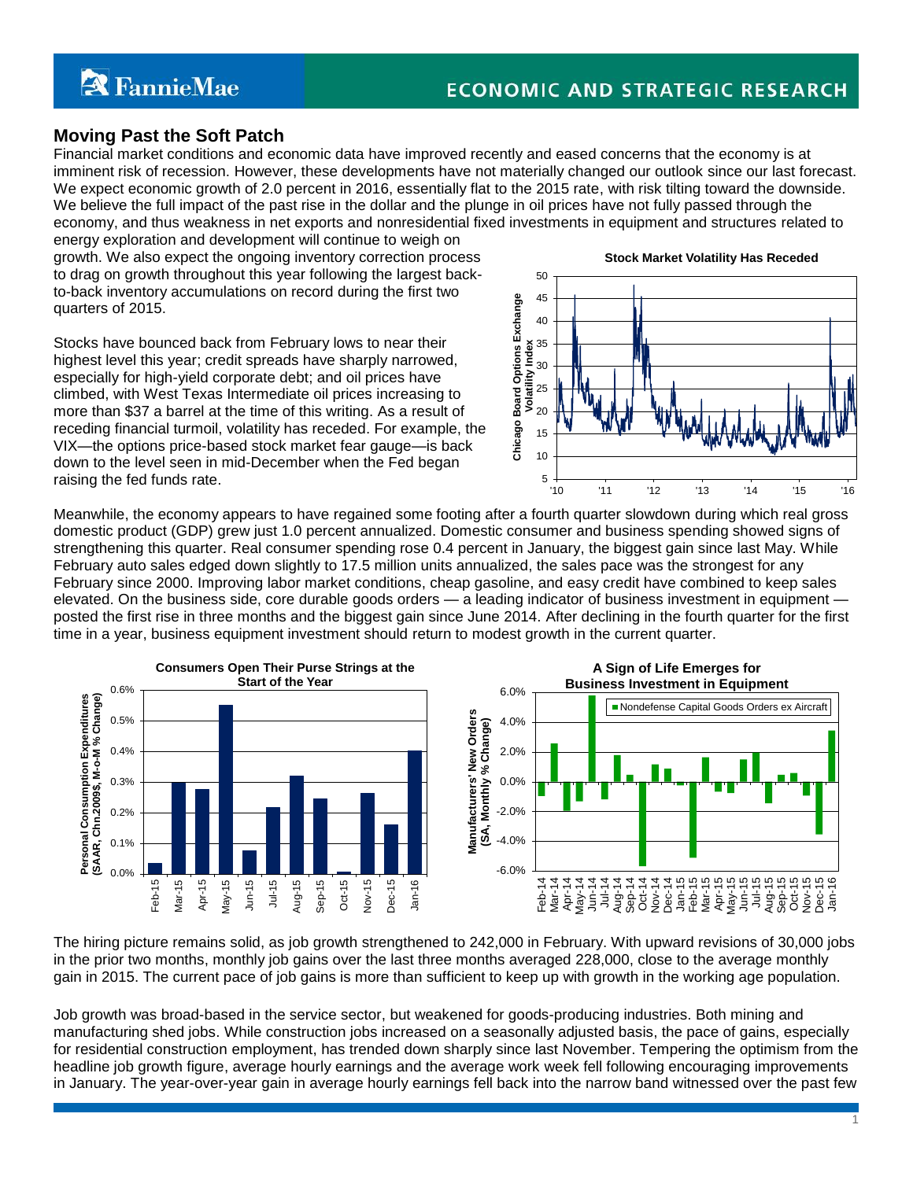## Moving Past the Soft Patch

Financial market conditions and economic data have improved recently and eased concerns that the economy is at imminent risk of recession. However, these developments have not materially changed our outlook since our last forecast. We expect economic growth of 2.0 percent in 2016, essentially flat to the 2015 rate, with risk tilting toward the downside. We believe the full impact of the past rise in the dollar and the plunge in oil prices have not fully passed through the economy, and thus weakness in net exports and nonresidential fixed investments in equipment and structures related to energy exploration and development will continue to weigh on growth. We also expect the ongoing inventory correction process to drag on growth throughout this year following the largest back-to-back inventory accumulations on record during the first two quarters of 2015.

Stocks have bounced back from February lows to near their highest level this year; credit spreads have sharply narrowed, especially for high-yield corporate debt; and oil prices have climbed, with West Texas Intermediate oil prices increasing to more than $37 a barrel at the time of this writing. As a result of receding financial turmoil, volatility has receded. For example, the VIX—the options price-based stock market fear gauge—is back down to the level seen in mid-December when the Fed began raising the fed funds rate.

**Stock Market Volatility Has Receded**

Meanwhile, the economy appears to have regained some footing after a fourth quarter slowdown during which real gross domestic product (GDP) grew just 1.0 percent annualized. Domestic consumer and business spending showed signs of strengthening this quarter. Real consumer spending rose 0.4 percent in January, the biggest gain since last May. While February auto sales edged down slightly to 17.5 million units annualized, the sales pace was the strongest for any February since 2000. Improving labor market conditions, cheap gasoline, and easy credit have combined to keep sales elevated. On the business side, core durable goods orders — a leading indicator of business investment in equipment — posted the first rise in three months and the biggest gain since June 2014. After declining in the fourth quarter for the first time in a year, business equipment investment should return to modest growth in the current quarter.

**Consumers Open Their Purse Strings at the Start of the Year**

**A Sign of Life Emerges for Business Investment in Equipment**

The hiring picture remains solid, as job growth strengthened to 242,000 in February. With upward revisions of 30,000 jobs in the prior two months, monthly job gains over the last three months averaged 228,000, close to the average monthly gain in 2015. The current pace of job gains is more than sufficient to keep up with growth in the working age population.

Job growth was broad-based in the service sector, but weakened for goods-producing industries. Both mining and manufacturing shed jobs. While construction jobs increased on a seasonally adjusted basis, the pace of gains, especially for residential construction employment, has trended down sharply since last November. Tempering the optimism from the headline job growth figure, average hourly earnings and the average work week fell following encouraging improvements in January. The year-over-year gain in average hourly earnings fell back into the narrow band witnessed over the past few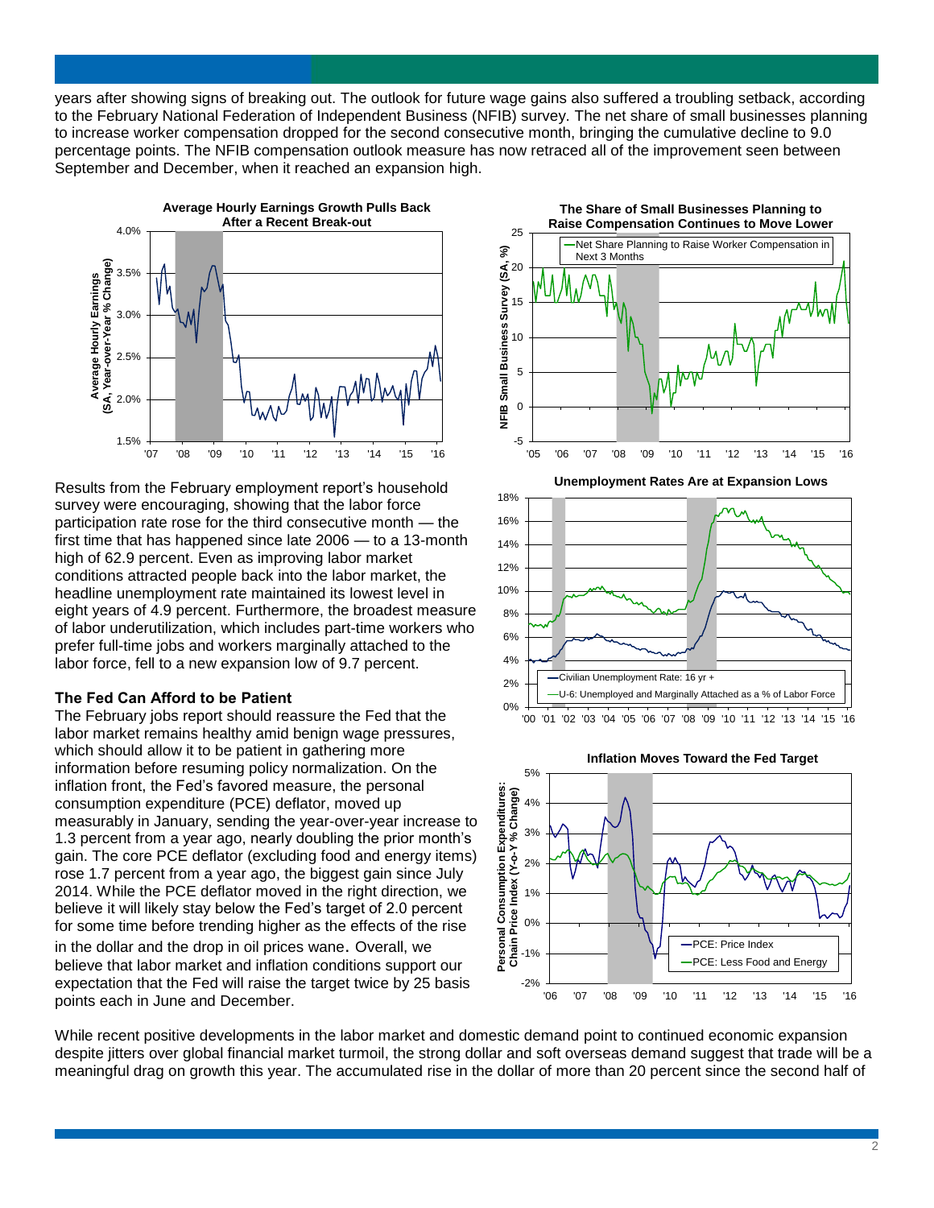years after showing signs of breaking out. The outlook for future wage gains also suffered a troubling setback, according to the February National Federation of Independent Business (NFIB) survey. The net share of small businesses planning to increase worker compensation dropped for the second consecutive month, bringing the cumulative decline to 9.0 percentage points. The NFIB compensation outlook measure has now retraced all of the improvement seen between September and December, when it reached an expansion high.

Results from the February employment report's household survey were encouraging, showing that the labor force participation rate rose for the third consecutive month — the first time that has happened since late 2006 — to a 13-month high of 62.9 percent. Even as improving labor market conditions attracted people back into the labor market, the headline unemployment rate maintained its lowest level in eight years of 4.9 percent. Furthermore, the broadest measure of labor underutilization, which includes part-time workers who prefer full-time jobs and workers marginally attached to the labor force, fell to a new expansion low of 9.7 percent.

### The Fed Can Afford to be Patient

The February jobs report should reassure the Fed that the labor market remains healthy amid benign wage pressures, which should allow it to be patient in gathering more information before resuming policy normalization. On the inflation front, the Fed's favored measure, the personal consumption expenditure (PCE) deflator, moved up measurably in January, sending the year-over-year increase to 1.3 percent from a year ago, nearly doubling the prior month's gain. The core PCE deflator (excluding food and energy items) rose 1.7 percent from a year ago, the biggest gain since July 2014. While the PCE deflator moved in the right direction, we believe it will likely stay below the Fed's target of 2.0 percent for some time before trending higher as the effects of the rise in the dollar and the drop in oil prices wane. Overall, we believe that labor market and inflation conditions support our expectation that the Fed will raise the target twice by 25 basis points each in June and December.

While recent positive developments in the labor market and domestic demand point to continued economic expansion despite jitters over global financial market turmoil, the strong dollar and soft overseas demand suggest that trade will be a meaningful drag on growth this year. The accumulated rise in the dollar of more than 20 percent since the second half of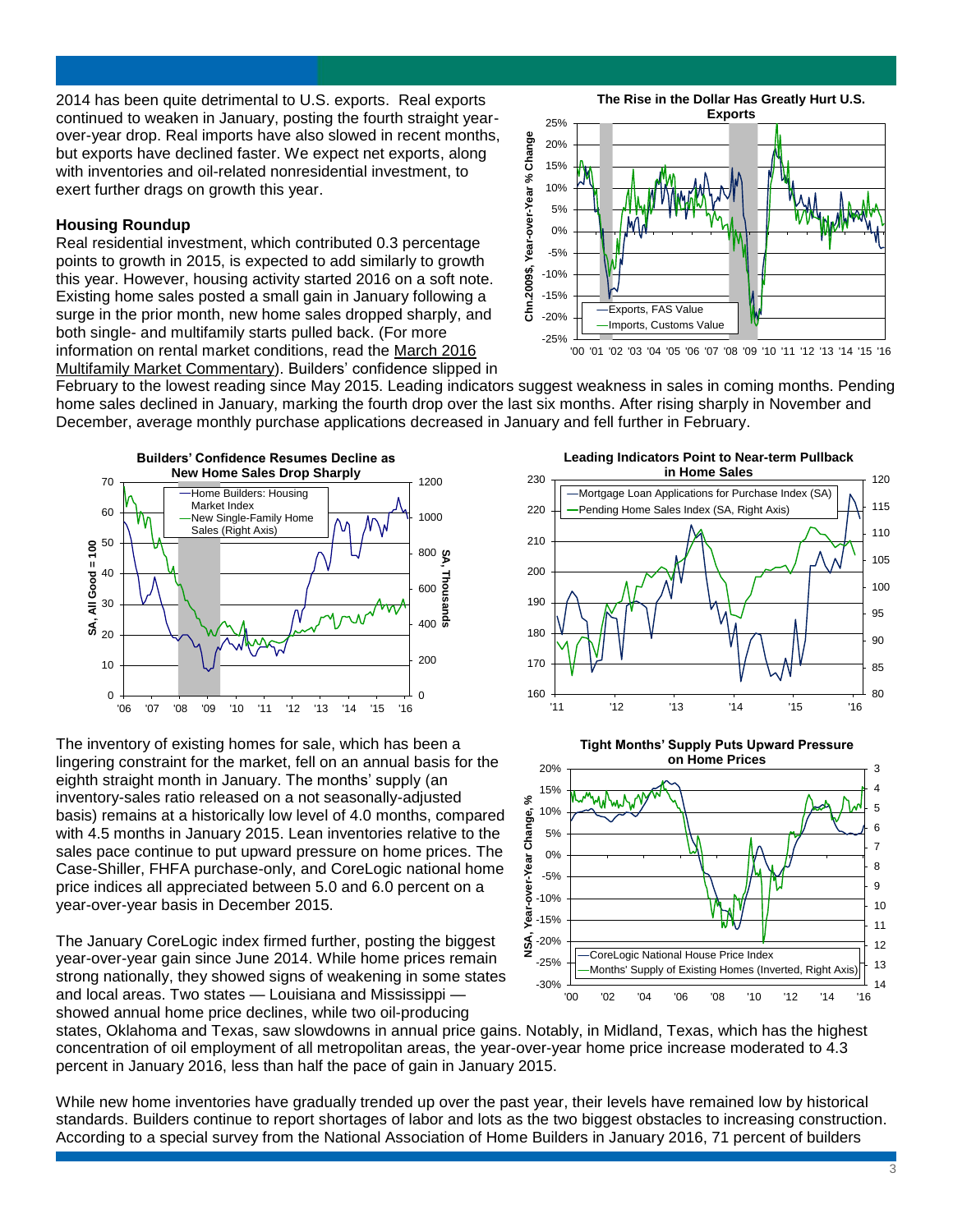2014 has been quite detrimental to U.S. exports. Real exports continued to weaken in January, posting the fourth straight year-over-year drop. Real imports have also slowed in recent months, but exports have declined faster. We expect net exports, along with inventories and oil-related nonresidential investment, to exert further drags on growth this year.

**The Rise in the Dollar Has Greatly Hurt U.S. Exports**

### Housing Roundup

Real residential investment, which contributed 0.3 percentage points to growth in 2015, is expected to add similarly to growth this year. However, housing activity started 2016 on a soft note. Existing home sales posted a small gain in January following a surge in the prior month, new home sales dropped sharply, and both single- and multifamily starts pulled back. (For more information on rental market conditions, read the March 2016 Multifamily Market Commentary). Builders' confidence slipped in February to the lowest reading since May 2015. Leading indicators suggest weakness in sales in coming months. Pending home sales declined in January, marking the fourth drop over the last six months. After rising sharply in November and December, average monthly purchase applications decreased in January and fell further in February.

**Builders' Confidence Resumes Decline as New Home Sales Drop Sharply**

**Leading Indicators Point to Near-term Pullback in Home Sales**

The inventory of existing homes for sale, which has been a lingering constraint for the market, fell on an annual basis for the eighth straight month in January. The months' supply (an inventory-sales ratio released on a not seasonally-adjusted basis) remains at a historically low level of 4.0 months, compared with 4.5 months in January 2015. Lean inventories relative to the sales pace continue to put upward pressure on home prices. The Case-Shiller, FHFA purchase-only, and CoreLogic national home price indices all appreciated between 5.0 and 6.0 percent on a year-over-year basis in December 2015.

**Tight Months' Supply Puts Upward Pressure on Home Prices**

The January CoreLogic index firmed further, posting the biggest year-over-year gain since June 2014. While home prices remain strong nationally, they showed signs of weakening in some states and local areas. Two states — Louisiana and Mississippi — showed annual home price declines, while two oil-producing states, Oklahoma and Texas, saw slowdowns in annual price gains. Notably, in Midland, Texas, which has the highest concentration of oil employment of all metropolitan areas, the year-over-year home price increase moderated to 4.3 percent in January 2016, less than half the pace of gain in January 2015.

While new home inventories have gradually trended up over the past year, their levels have remained low by historical standards. Builders continue to report shortages of labor and lots as the two biggest obstacles to increasing construction. According to a special survey from the National Association of Home Builders in January 2016, 71 percent of builders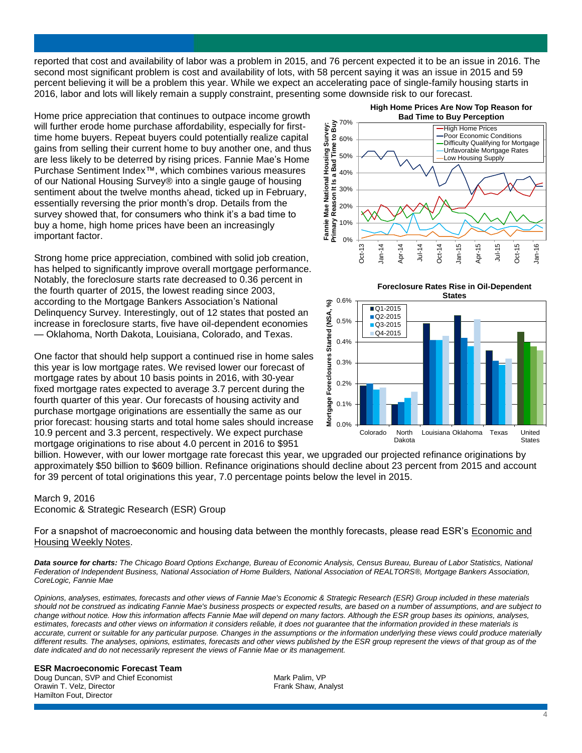reported that cost and availability of labor was a problem in 2015, and 76 percent expected it to be an issue in 2016. The second most significant problem is cost and availability of lots, with 58 percent saying it was an issue in 2015 and 59 percent believing it will be a problem this year. While we expect an accelerating pace of single-family housing starts in 2016, labor and lots will likely remain a supply constraint, presenting some downside risk to our forecast.

Home price appreciation that continues to outpace income growth will further erode home purchase affordability, especially for first-time home buyers. Repeat buyers could potentially realize capital gains from selling their current home to buy another one, and thus are less likely to be deterred by rising prices. Fannie Mae's Home Purchase Sentiment Index™, which combines various measures of our National Housing Survey® into a single gauge of housing sentiment about the twelve months ahead, ticked up in February, essentially reversing the prior month's drop. Details from the survey showed that, for consumers who think it's a bad time to buy a home, high home prices have been an increasingly important factor.

**High Home Prices Are Now Top Reason for Bad Time to Buy Perception**

Fannie Mae National Housing Survey: Primary Reason It Is a Bad Time to Buy

70%
60%
50%
40%
30%
20%
10%
0%

High Home Prices
Poor Economic Conditions
Difficulty Qualifying for Mortgage
Unfavorable Mortgage Rates
Low Housing Supply

Oct-13 Jan-14 Apr-14 Jul-14 Oct-14 Jan-15 Apr-15 Jul-15 Oct-15 Jan-16

Strong home price appreciation, combined with solid job creation, has helped to significantly improve overall mortgage performance. Notably, the foreclosure starts rate decreased to 0.36 percent in the fourth quarter of 2015, the lowest reading since 2003, according to the Mortgage Bankers Association's National Delinquency Survey. Interestingly, out of 12 states that posted an increase in foreclosure starts, five have oil-dependent economies — Oklahoma, North Dakota, Louisiana, Colorado, and Texas.

**Foreclosure Rates Rise in Oil-Dependent States**

Mortgage Foreclosures Started (NSA, %)

0.6%
0.5%
0.4%
0.3%
0.2%
0.1%
0.0%

Q1-2015
Q2-2015
Q3-2015
Q4-2015

Colorado North Dakota Louisiana Oklahoma Texas United States

One factor that should help support a continued rise in home sales this year is low mortgage rates. We revised lower our forecast of mortgage rates by about 10 basis points in 2016, with 30-year fixed mortgage rates expected to average 3.7 percent during the fourth quarter of this year. Our forecasts of housing activity and purchase mortgage originations are essentially the same as our prior forecast: housing starts and total home sales should increase 10.9 percent and 3.3 percent, respectively. We expect purchase mortgage originations to rise about 4.0 percent in 2016 to $951 billion. However, with our lower mortgage rate forecast this year, we upgraded our projected refinance originations by approximately $50 billion to $609 billion. Refinance originations should decline about 23 percent from 2015 and account for 39 percent of total originations this year, 7.0 percentage points below the level in 2015.

March 9, 2016
Economic & Strategic Research (ESR) Group

For a snapshot of macroeconomic and housing data between the monthly forecasts, please read ESR's Economic and Housing Weekly Notes.

***Data source for charts:*** *The Chicago Board Options Exchange, Bureau of Economic Analysis, Census Bureau, Bureau of Labor Statistics, National Federation of Independent Business, National Association of Home Builders, National Association of REALTORS®, Mortgage Bankers Association, CoreLogic, Fannie Mae*

*Opinions, analyses, estimates, forecasts and other views of Fannie Mae's Economic & Strategic Research (ESR) Group included in these materials should not be construed as indicating Fannie Mae's business prospects or expected results, are based on a number of assumptions, and are subject to change without notice. How this information affects Fannie Mae will depend on many factors. Although the ESR group bases its opinions, analyses, estimates, forecasts and other views on information it considers reliable, it does not guarantee that the information provided in these materials is accurate, current or suitable for any particular purpose. Changes in the assumptions or the information underlying these views could produce materially different results. The analyses, opinions, estimates, forecasts and other views published by the ESR group represent the views of that group as of the date indicated and do not necessarily represent the views of Fannie Mae or its management.*

**ESR Macroeconomic Forecast Team**

Doug Duncan, SVP and Chief Economist
Orawin T. Velz, Director
Hamilton Fout, Director
Mark Palim, VP
Frank Shaw, Analyst